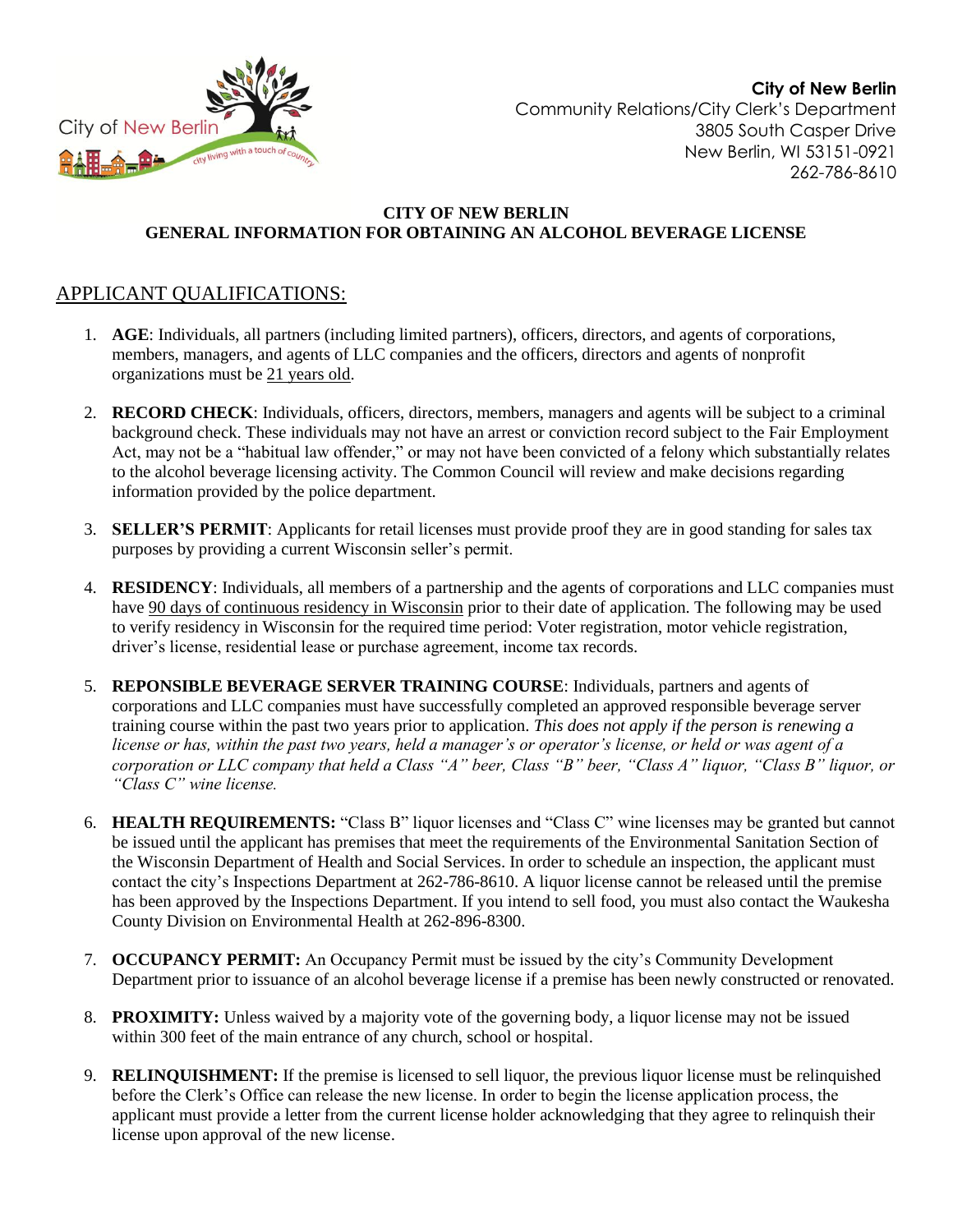**City of New Berlin**
Community Relations/City Clerk's Department
3805 South Casper Drive
New Berlin, WI 53151-0921
262-786-8610

**CITY OF NEW BERLIN**
**GENERAL INFORMATION FOR OBTAINING AN ALCOHOL BEVERAGE LICENSE**

## APPLICANT QUALIFICATIONS:

1. **AGE**: Individuals, all partners (including limited partners), officers, directors, and agents of corporations, members, managers, and agents of LLC companies and the officers, directors and agents of nonprofit organizations must be 21 years old.

2. **RECORD CHECK**: Individuals, officers, directors, members, managers and agents will be subject to a criminal background check. These individuals may not have an arrest or conviction record subject to the Fair Employment Act, may not be a "habitual law offender," or may not have been convicted of a felony which substantially relates to the alcohol beverage licensing activity. The Common Council will review and make decisions regarding information provided by the police department.

3. **SELLER'S PERMIT**: Applicants for retail licenses must provide proof they are in good standing for sales tax purposes by providing a current Wisconsin seller's permit.

4. **RESIDENCY**: Individuals, all members of a partnership and the agents of corporations and LLC companies must have 90 days of continuous residency in Wisconsin prior to their date of application. The following may be used to verify residency in Wisconsin for the required time period: Voter registration, motor vehicle registration, driver's license, residential lease or purchase agreement, income tax records.

5. **REPONSIBLE BEVERAGE SERVER TRAINING COURSE**: Individuals, partners and agents of corporations and LLC companies must have successfully completed an approved responsible beverage server training course within the past two years prior to application. *This does not apply if the person is renewing a license or has, within the past two years, held a manager's or operator's license, or held or was agent of a corporation or LLC company that held a Class "A" beer, Class "B" beer, "Class A" liquor, "Class B" liquor, or "Class C" wine license.*

6. **HEALTH REQUIREMENTS:** "Class B" liquor licenses and "Class C" wine licenses may be granted but cannot be issued until the applicant has premises that meet the requirements of the Environmental Sanitation Section of the Wisconsin Department of Health and Social Services. In order to schedule an inspection, the applicant must contact the city's Inspections Department at 262-786-8610. A liquor license cannot be released until the premise has been approved by the Inspections Department. If you intend to sell food, you must also contact the Waukesha County Division on Environmental Health at 262-896-8300.

7. **OCCUPANCY PERMIT:** An Occupancy Permit must be issued by the city's Community Development Department prior to issuance of an alcohol beverage license if a premise has been newly constructed or renovated.

8. **PROXIMITY:** Unless waived by a majority vote of the governing body, a liquor license may not be issued within 300 feet of the main entrance of any church, school or hospital.

9. **RELINQUISHMENT:** If the premise is licensed to sell liquor, the previous liquor license must be relinquished before the Clerk's Office can release the new license. In order to begin the license application process, the applicant must provide a letter from the current license holder acknowledging that they agree to relinquish their license upon approval of the new license.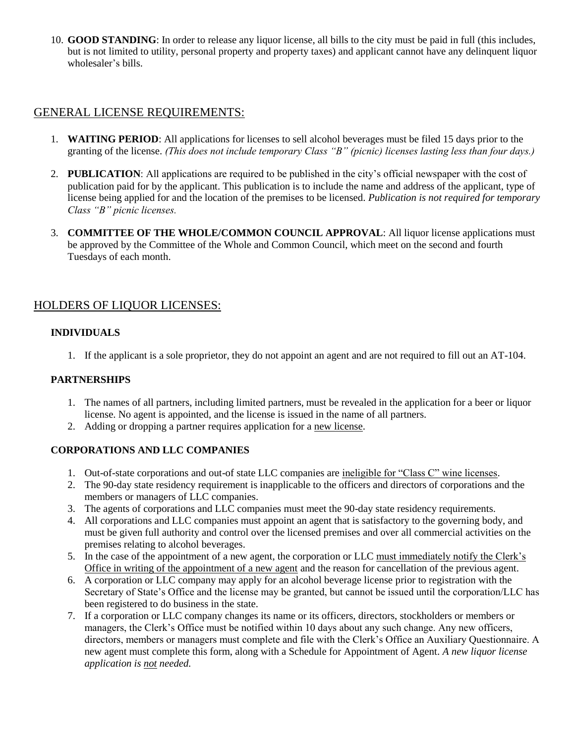10. **GOOD STANDING**: In order to release any liquor license, all bills to the city must be paid in full (this includes, but is not limited to utility, personal property and property taxes) and applicant cannot have any delinquent liquor wholesaler's bills.

## GENERAL LICENSE REQUIREMENTS:

1. **WAITING PERIOD**: All applications for licenses to sell alcohol beverages must be filed 15 days prior to the granting of the license. *(This does not include temporary Class "B" (picnic) licenses lasting less than four days.)*

2. **PUBLICATION**: All applications are required to be published in the city's official newspaper with the cost of publication paid for by the applicant. This publication is to include the name and address of the applicant, type of license being applied for and the location of the premises to be licensed. *Publication is not required for temporary Class "B" picnic licenses.*

3. **COMMITTEE OF THE WHOLE/COMMON COUNCIL APPROVAL**: All liquor license applications must be approved by the Committee of the Whole and Common Council, which meet on the second and fourth Tuesdays of each month.

## HOLDERS OF LIQUOR LICENSES:

### INDIVIDUALS

1. If the applicant is a sole proprietor, they do not appoint an agent and are not required to fill out an AT-104.

### PARTNERSHIPS

1. The names of all partners, including limited partners, must be revealed in the application for a beer or liquor license. No agent is appointed, and the license is issued in the name of all partners.
2. Adding or dropping a partner requires application for a new license.

### CORPORATIONS AND LLC COMPANIES

1. Out-of-state corporations and out-of state LLC companies are ineligible for "Class C" wine licenses.
2. The 90-day state residency requirement is inapplicable to the officers and directors of corporations and the members or managers of LLC companies.
3. The agents of corporations and LLC companies must meet the 90-day state residency requirements.
4. All corporations and LLC companies must appoint an agent that is satisfactory to the governing body, and must be given full authority and control over the licensed premises and over all commercial activities on the premises relating to alcohol beverages.
5. In the case of the appointment of a new agent, the corporation or LLC must immediately notify the Clerk's Office in writing of the appointment of a new agent and the reason for cancellation of the previous agent.
6. A corporation or LLC company may apply for an alcohol beverage license prior to registration with the Secretary of State's Office and the license may be granted, but cannot be issued until the corporation/LLC has been registered to do business in the state.
7. If a corporation or LLC company changes its name or its officers, directors, stockholders or members or managers, the Clerk's Office must be notified within 10 days about any such change. Any new officers, directors, members or managers must complete and file with the Clerk's Office an Auxiliary Questionnaire. A new agent must complete this form, along with a Schedule for Appointment of Agent. *A new liquor license application is not needed.*